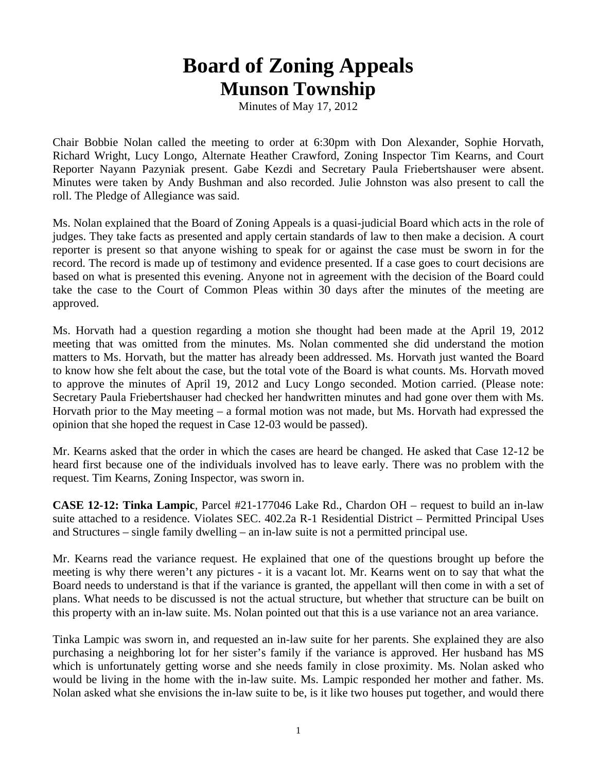# Board of Zoning Appeals
## Munson Township

Minutes of May 17, 2012

Chair Bobbie Nolan called the meeting to order at 6:30pm with Don Alexander, Sophie Horvath, Richard Wright, Lucy Longo, Alternate Heather Crawford, Zoning Inspector Tim Kearns, and Court Reporter Nayann Pazyniak present. Gabe Kezdi and Secretary Paula Friebertshauser were absent. Minutes were taken by Andy Bushman and also recorded. Julie Johnston was also present to call the roll. The Pledge of Allegiance was said.

Ms. Nolan explained that the Board of Zoning Appeals is a quasi-judicial Board which acts in the role of judges. They take facts as presented and apply certain standards of law to then make a decision. A court reporter is present so that anyone wishing to speak for or against the case must be sworn in for the record. The record is made up of testimony and evidence presented. If a case goes to court decisions are based on what is presented this evening. Anyone not in agreement with the decision of the Board could take the case to the Court of Common Pleas within 30 days after the minutes of the meeting are approved.

Ms. Horvath had a question regarding a motion she thought had been made at the April 19, 2012 meeting that was omitted from the minutes. Ms. Nolan commented she did understand the motion matters to Ms. Horvath, but the matter has already been addressed. Ms. Horvath just wanted the Board to know how she felt about the case, but the total vote of the Board is what counts. Ms. Horvath moved to approve the minutes of April 19, 2012 and Lucy Longo seconded. Motion carried. (Please note: Secretary Paula Friebertshauser had checked her handwritten minutes and had gone over them with Ms. Horvath prior to the May meeting – a formal motion was not made, but Ms. Horvath had expressed the opinion that she hoped the request in Case 12-03 would be passed).

Mr. Kearns asked that the order in which the cases are heard be changed. He asked that Case 12-12 be heard first because one of the individuals involved has to leave early. There was no problem with the request. Tim Kearns, Zoning Inspector, was sworn in.

**CASE 12-12: Tinka Lampic**, Parcel #21-177046 Lake Rd., Chardon OH – request to build an in-law suite attached to a residence. Violates SEC. 402.2a R-1 Residential District – Permitted Principal Uses and Structures – single family dwelling – an in-law suite is not a permitted principal use.

Mr. Kearns read the variance request. He explained that one of the questions brought up before the meeting is why there weren't any pictures - it is a vacant lot. Mr. Kearns went on to say that what the Board needs to understand is that if the variance is granted, the appellant will then come in with a set of plans. What needs to be discussed is not the actual structure, but whether that structure can be built on this property with an in-law suite. Ms. Nolan pointed out that this is a use variance not an area variance.

Tinka Lampic was sworn in, and requested an in-law suite for her parents. She explained they are also purchasing a neighboring lot for her sister's family if the variance is approved. Her husband has MS which is unfortunately getting worse and she needs family in close proximity. Ms. Nolan asked who would be living in the home with the in-law suite. Ms. Lampic responded her mother and father. Ms. Nolan asked what she envisions the in-law suite to be, is it like two houses put together, and would there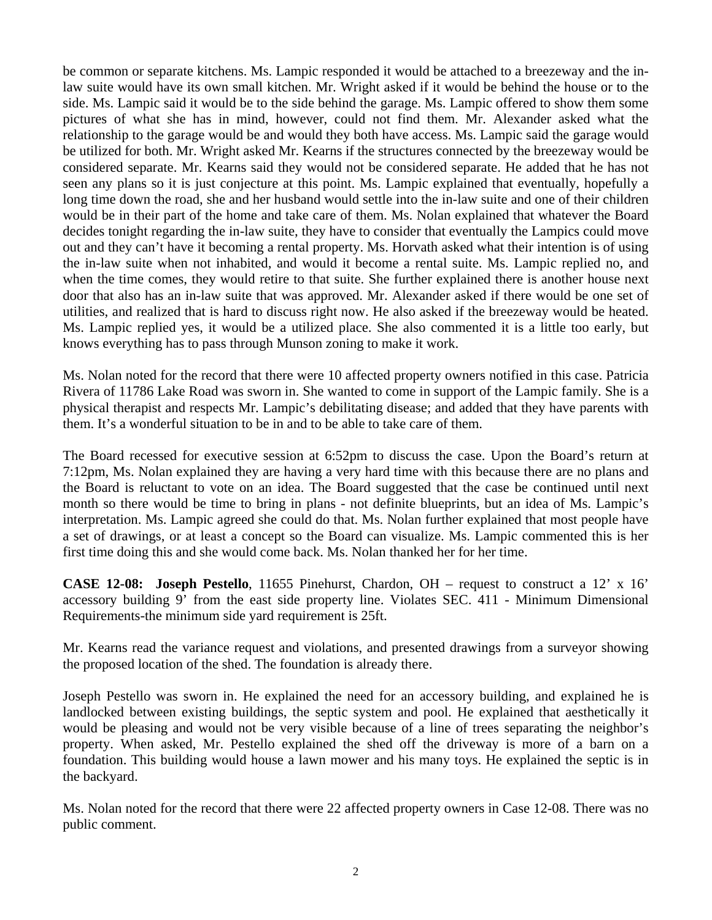be common or separate kitchens. Ms. Lampic responded it would be attached to a breezeway and the in-law suite would have its own small kitchen. Mr. Wright asked if it would be behind the house or to the side. Ms. Lampic said it would be to the side behind the garage. Ms. Lampic offered to show them some pictures of what she has in mind, however, could not find them. Mr. Alexander asked what the relationship to the garage would be and would they both have access. Ms. Lampic said the garage would be utilized for both. Mr. Wright asked Mr. Kearns if the structures connected by the breezeway would be considered separate. Mr. Kearns said they would not be considered separate. He added that he has not seen any plans so it is just conjecture at this point. Ms. Lampic explained that eventually, hopefully a long time down the road, she and her husband would settle into the in-law suite and one of their children would be in their part of the home and take care of them. Ms. Nolan explained that whatever the Board decides tonight regarding the in-law suite, they have to consider that eventually the Lampics could move out and they can't have it becoming a rental property. Ms. Horvath asked what their intention is of using the in-law suite when not inhabited, and would it become a rental suite. Ms. Lampic replied no, and when the time comes, they would retire to that suite. She further explained there is another house next door that also has an in-law suite that was approved. Mr. Alexander asked if there would be one set of utilities, and realized that is hard to discuss right now. He also asked if the breezeway would be heated. Ms. Lampic replied yes, it would be a utilized place. She also commented it is a little too early, but knows everything has to pass through Munson zoning to make it work.

Ms. Nolan noted for the record that there were 10 affected property owners notified in this case. Patricia Rivera of 11786 Lake Road was sworn in. She wanted to come in support of the Lampic family. She is a physical therapist and respects Mr. Lampic's debilitating disease; and added that they have parents with them. It's a wonderful situation to be in and to be able to take care of them.

The Board recessed for executive session at 6:52pm to discuss the case. Upon the Board's return at 7:12pm, Ms. Nolan explained they are having a very hard time with this because there are no plans and the Board is reluctant to vote on an idea. The Board suggested that the case be continued until next month so there would be time to bring in plans - not definite blueprints, but an idea of Ms. Lampic's interpretation. Ms. Lampic agreed she could do that. Ms. Nolan further explained that most people have a set of drawings, or at least a concept so the Board can visualize. Ms. Lampic commented this is her first time doing this and she would come back. Ms. Nolan thanked her for her time.

**CASE 12-08: Joseph Pestello**, 11655 Pinehurst, Chardon, OH – request to construct a 12' x 16' accessory building 9' from the east side property line. Violates SEC. 411 - Minimum Dimensional Requirements-the minimum side yard requirement is 25ft.

Mr. Kearns read the variance request and violations, and presented drawings from a surveyor showing the proposed location of the shed. The foundation is already there.

Joseph Pestello was sworn in. He explained the need for an accessory building, and explained he is landlocked between existing buildings, the septic system and pool. He explained that aesthetically it would be pleasing and would not be very visible because of a line of trees separating the neighbor's property. When asked, Mr. Pestello explained the shed off the driveway is more of a barn on a foundation. This building would house a lawn mower and his many toys. He explained the septic is in the backyard.

Ms. Nolan noted for the record that there were 22 affected property owners in Case 12-08. There was no public comment.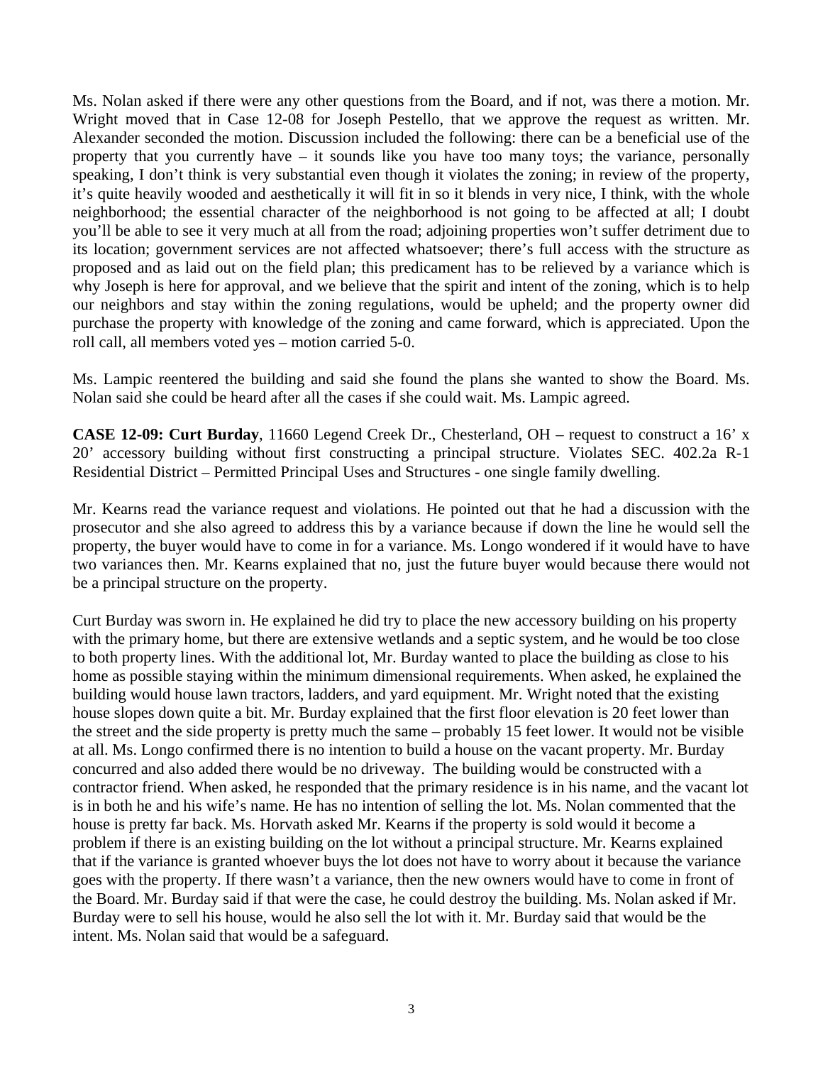Ms. Nolan asked if there were any other questions from the Board, and if not, was there a motion. Mr. Wright moved that in Case 12-08 for Joseph Pestello, that we approve the request as written. Mr. Alexander seconded the motion. Discussion included the following: there can be a beneficial use of the property that you currently have – it sounds like you have too many toys; the variance, personally speaking, I don't think is very substantial even though it violates the zoning; in review of the property, it's quite heavily wooded and aesthetically it will fit in so it blends in very nice, I think, with the whole neighborhood; the essential character of the neighborhood is not going to be affected at all; I doubt you'll be able to see it very much at all from the road; adjoining properties won't suffer detriment due to its location; government services are not affected whatsoever; there's full access with the structure as proposed and as laid out on the field plan; this predicament has to be relieved by a variance which is why Joseph is here for approval, and we believe that the spirit and intent of the zoning, which is to help our neighbors and stay within the zoning regulations, would be upheld; and the property owner did purchase the property with knowledge of the zoning and came forward, which is appreciated. Upon the roll call, all members voted yes – motion carried 5-0.

Ms. Lampic reentered the building and said she found the plans she wanted to show the Board. Ms. Nolan said she could be heard after all the cases if she could wait. Ms. Lampic agreed.

**CASE 12-09: Curt Burday**, 11660 Legend Creek Dr., Chesterland, OH – request to construct a 16' x 20' accessory building without first constructing a principal structure. Violates SEC. 402.2a R-1 Residential District – Permitted Principal Uses and Structures - one single family dwelling.

Mr. Kearns read the variance request and violations. He pointed out that he had a discussion with the prosecutor and she also agreed to address this by a variance because if down the line he would sell the property, the buyer would have to come in for a variance. Ms. Longo wondered if it would have to have two variances then. Mr. Kearns explained that no, just the future buyer would because there would not be a principal structure on the property.

Curt Burday was sworn in. He explained he did try to place the new accessory building on his property with the primary home, but there are extensive wetlands and a septic system, and he would be too close to both property lines. With the additional lot, Mr. Burday wanted to place the building as close to his home as possible staying within the minimum dimensional requirements. When asked, he explained the building would house lawn tractors, ladders, and yard equipment. Mr. Wright noted that the existing house slopes down quite a bit. Mr. Burday explained that the first floor elevation is 20 feet lower than the street and the side property is pretty much the same – probably 15 feet lower. It would not be visible at all. Ms. Longo confirmed there is no intention to build a house on the vacant property. Mr. Burday concurred and also added there would be no driveway. The building would be constructed with a contractor friend. When asked, he responded that the primary residence is in his name, and the vacant lot is in both he and his wife's name. He has no intention of selling the lot. Ms. Nolan commented that the house is pretty far back. Ms. Horvath asked Mr. Kearns if the property is sold would it become a problem if there is an existing building on the lot without a principal structure. Mr. Kearns explained that if the variance is granted whoever buys the lot does not have to worry about it because the variance goes with the property. If there wasn't a variance, then the new owners would have to come in front of the Board. Mr. Burday said if that were the case, he could destroy the building. Ms. Nolan asked if Mr. Burday were to sell his house, would he also sell the lot with it. Mr. Burday said that would be the intent. Ms. Nolan said that would be a safeguard.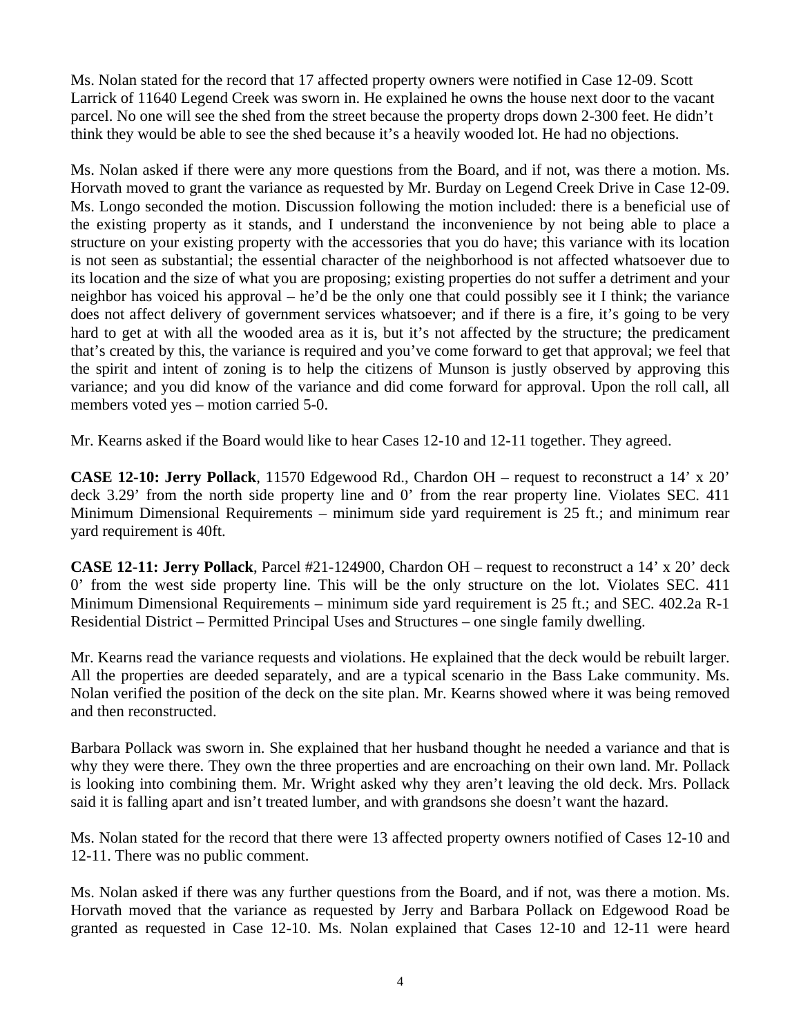Ms. Nolan stated for the record that 17 affected property owners were notified in Case 12-09. Scott Larrick of 11640 Legend Creek was sworn in. He explained he owns the house next door to the vacant parcel. No one will see the shed from the street because the property drops down 2-300 feet. He didn't think they would be able to see the shed because it's a heavily wooded lot. He had no objections.

Ms. Nolan asked if there were any more questions from the Board, and if not, was there a motion. Ms. Horvath moved to grant the variance as requested by Mr. Burday on Legend Creek Drive in Case 12-09. Ms. Longo seconded the motion. Discussion following the motion included: there is a beneficial use of the existing property as it stands, and I understand the inconvenience by not being able to place a structure on your existing property with the accessories that you do have; this variance with its location is not seen as substantial; the essential character of the neighborhood is not affected whatsoever due to its location and the size of what you are proposing; existing properties do not suffer a detriment and your neighbor has voiced his approval – he'd be the only one that could possibly see it I think; the variance does not affect delivery of government services whatsoever; and if there is a fire, it's going to be very hard to get at with all the wooded area as it is, but it's not affected by the structure; the predicament that's created by this, the variance is required and you've come forward to get that approval; we feel that the spirit and intent of zoning is to help the citizens of Munson is justly observed by approving this variance; and you did know of the variance and did come forward for approval. Upon the roll call, all members voted yes – motion carried 5-0.

Mr. Kearns asked if the Board would like to hear Cases 12-10 and 12-11 together. They agreed.

**CASE 12-10: Jerry Pollack**, 11570 Edgewood Rd., Chardon OH – request to reconstruct a 14' x 20' deck 3.29' from the north side property line and 0' from the rear property line. Violates SEC. 411 Minimum Dimensional Requirements – minimum side yard requirement is 25 ft.; and minimum rear yard requirement is 40ft.

**CASE 12-11: Jerry Pollack**, Parcel #21-124900, Chardon OH – request to reconstruct a 14' x 20' deck 0' from the west side property line. This will be the only structure on the lot. Violates SEC. 411 Minimum Dimensional Requirements – minimum side yard requirement is 25 ft.; and SEC. 402.2a R-1 Residential District – Permitted Principal Uses and Structures – one single family dwelling.

Mr. Kearns read the variance requests and violations. He explained that the deck would be rebuilt larger. All the properties are deeded separately, and are a typical scenario in the Bass Lake community. Ms. Nolan verified the position of the deck on the site plan. Mr. Kearns showed where it was being removed and then reconstructed.

Barbara Pollack was sworn in. She explained that her husband thought he needed a variance and that is why they were there. They own the three properties and are encroaching on their own land. Mr. Pollack is looking into combining them. Mr. Wright asked why they aren't leaving the old deck. Mrs. Pollack said it is falling apart and isn't treated lumber, and with grandsons she doesn't want the hazard.

Ms. Nolan stated for the record that there were 13 affected property owners notified of Cases 12-10 and 12-11. There was no public comment.

Ms. Nolan asked if there was any further questions from the Board, and if not, was there a motion. Ms. Horvath moved that the variance as requested by Jerry and Barbara Pollack on Edgewood Road be granted as requested in Case 12-10. Ms. Nolan explained that Cases 12-10 and 12-11 were heard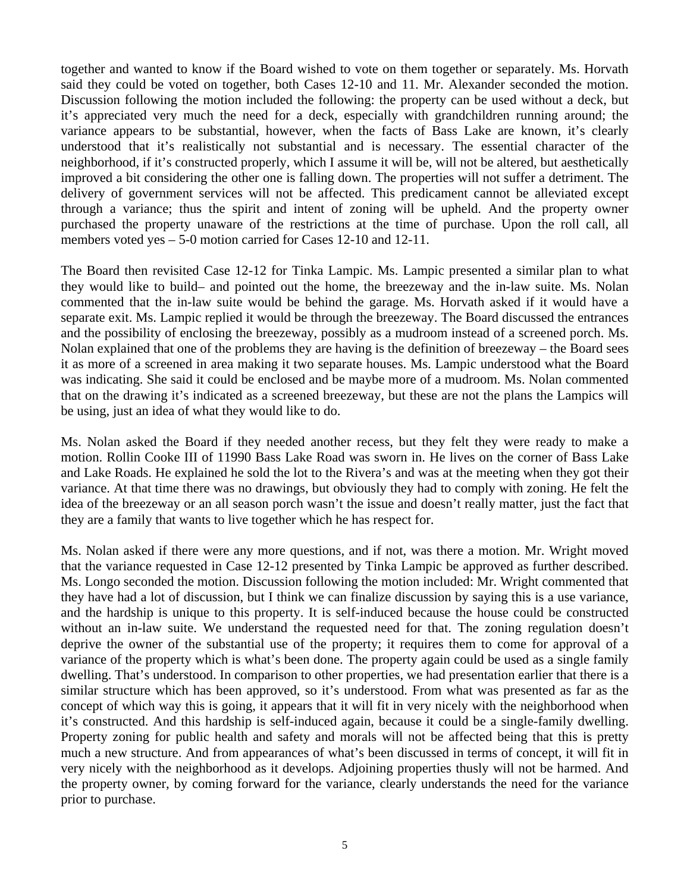together and wanted to know if the Board wished to vote on them together or separately. Ms. Horvath said they could be voted on together, both Cases 12-10 and 11. Mr. Alexander seconded the motion. Discussion following the motion included the following: the property can be used without a deck, but it's appreciated very much the need for a deck, especially with grandchildren running around; the variance appears to be substantial, however, when the facts of Bass Lake are known, it's clearly understood that it's realistically not substantial and is necessary. The essential character of the neighborhood, if it's constructed properly, which I assume it will be, will not be altered, but aesthetically improved a bit considering the other one is falling down. The properties will not suffer a detriment. The delivery of government services will not be affected. This predicament cannot be alleviated except through a variance; thus the spirit and intent of zoning will be upheld. And the property owner purchased the property unaware of the restrictions at the time of purchase. Upon the roll call, all members voted yes – 5-0 motion carried for Cases 12-10 and 12-11.

The Board then revisited Case 12-12 for Tinka Lampic. Ms. Lampic presented a similar plan to what they would like to build– and pointed out the home, the breezeway and the in-law suite. Ms. Nolan commented that the in-law suite would be behind the garage. Ms. Horvath asked if it would have a separate exit. Ms. Lampic replied it would be through the breezeway. The Board discussed the entrances and the possibility of enclosing the breezeway, possibly as a mudroom instead of a screened porch. Ms. Nolan explained that one of the problems they are having is the definition of breezeway – the Board sees it as more of a screened in area making it two separate houses. Ms. Lampic understood what the Board was indicating. She said it could be enclosed and be maybe more of a mudroom. Ms. Nolan commented that on the drawing it's indicated as a screened breezeway, but these are not the plans the Lampics will be using, just an idea of what they would like to do.

Ms. Nolan asked the Board if they needed another recess, but they felt they were ready to make a motion. Rollin Cooke III of 11990 Bass Lake Road was sworn in. He lives on the corner of Bass Lake and Lake Roads. He explained he sold the lot to the Rivera's and was at the meeting when they got their variance. At that time there was no drawings, but obviously they had to comply with zoning. He felt the idea of the breezeway or an all season porch wasn't the issue and doesn't really matter, just the fact that they are a family that wants to live together which he has respect for.

Ms. Nolan asked if there were any more questions, and if not, was there a motion. Mr. Wright moved that the variance requested in Case 12-12 presented by Tinka Lampic be approved as further described. Ms. Longo seconded the motion. Discussion following the motion included: Mr. Wright commented that they have had a lot of discussion, but I think we can finalize discussion by saying this is a use variance, and the hardship is unique to this property. It is self-induced because the house could be constructed without an in-law suite. We understand the requested need for that. The zoning regulation doesn't deprive the owner of the substantial use of the property; it requires them to come for approval of a variance of the property which is what's been done. The property again could be used as a single family dwelling. That's understood. In comparison to other properties, we had presentation earlier that there is a similar structure which has been approved, so it's understood. From what was presented as far as the concept of which way this is going, it appears that it will fit in very nicely with the neighborhood when it's constructed. And this hardship is self-induced again, because it could be a single-family dwelling. Property zoning for public health and safety and morals will not be affected being that this is pretty much a new structure. And from appearances of what's been discussed in terms of concept, it will fit in very nicely with the neighborhood as it develops. Adjoining properties thusly will not be harmed. And the property owner, by coming forward for the variance, clearly understands the need for the variance prior to purchase.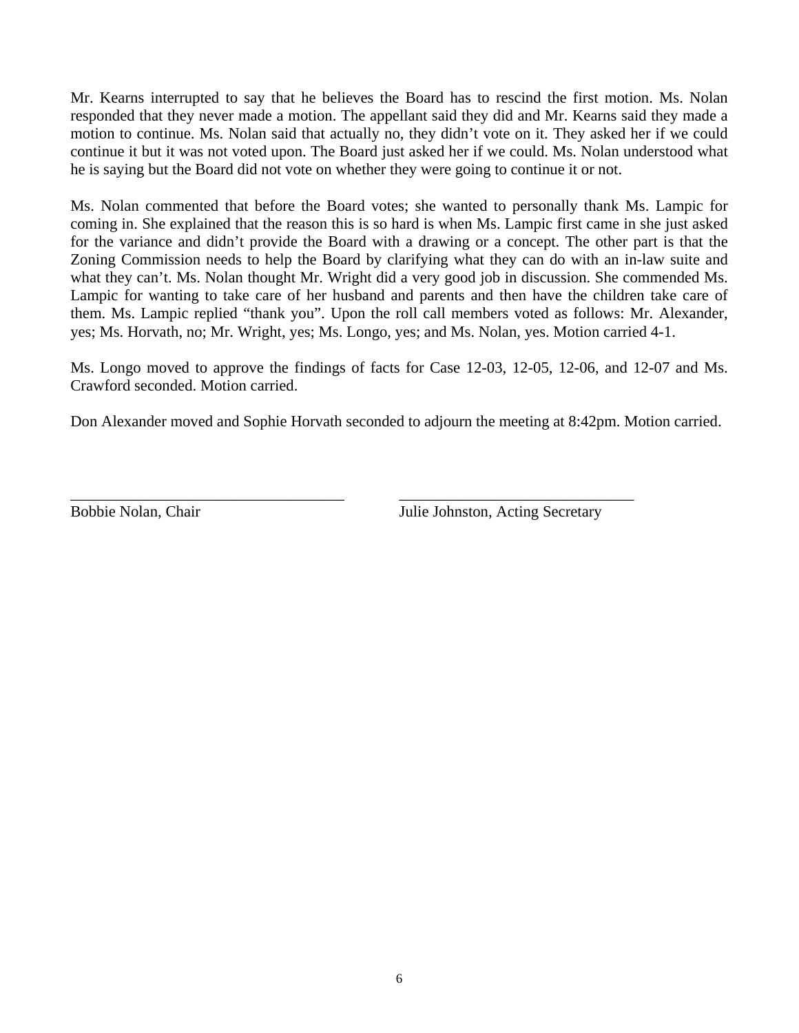Mr. Kearns interrupted to say that he believes the Board has to rescind the first motion. Ms. Nolan responded that they never made a motion. The appellant said they did and Mr. Kearns said they made a motion to continue. Ms. Nolan said that actually no, they didn't vote on it. They asked her if we could continue it but it was not voted upon. The Board just asked her if we could. Ms. Nolan understood what he is saying but the Board did not vote on whether they were going to continue it or not.

Ms. Nolan commented that before the Board votes; she wanted to personally thank Ms. Lampic for coming in. She explained that the reason this is so hard is when Ms. Lampic first came in she just asked for the variance and didn't provide the Board with a drawing or a concept. The other part is that the Zoning Commission needs to help the Board by clarifying what they can do with an in-law suite and what they can't. Ms. Nolan thought Mr. Wright did a very good job in discussion. She commended Ms. Lampic for wanting to take care of her husband and parents and then have the children take care of them. Ms. Lampic replied "thank you". Upon the roll call members voted as follows: Mr. Alexander, yes; Ms. Horvath, no; Mr. Wright, yes; Ms. Longo, yes; and Ms. Nolan, yes. Motion carried 4-1.

Ms. Longo moved to approve the findings of facts for Case 12-03, 12-05, 12-06, and 12-07 and Ms. Crawford seconded. Motion carried.

Don Alexander moved and Sophie Horvath seconded to adjourn the meeting at 8:42pm. Motion carried.

\_\_\_\_\_\_\_\_\_\_\_\_\_\_\_\_\_\_\_\_\_\_\_\_\_\_\_\_\_\_\_\_\_\_\_
Bobbie Nolan, Chair

\_\_\_\_\_\_\_\_\_\_\_\_\_\_\_\_\_\_\_\_\_\_\_\_\_\_\_\_\_\_\_\_\_\_\_
Julie Johnston, Acting Secretary